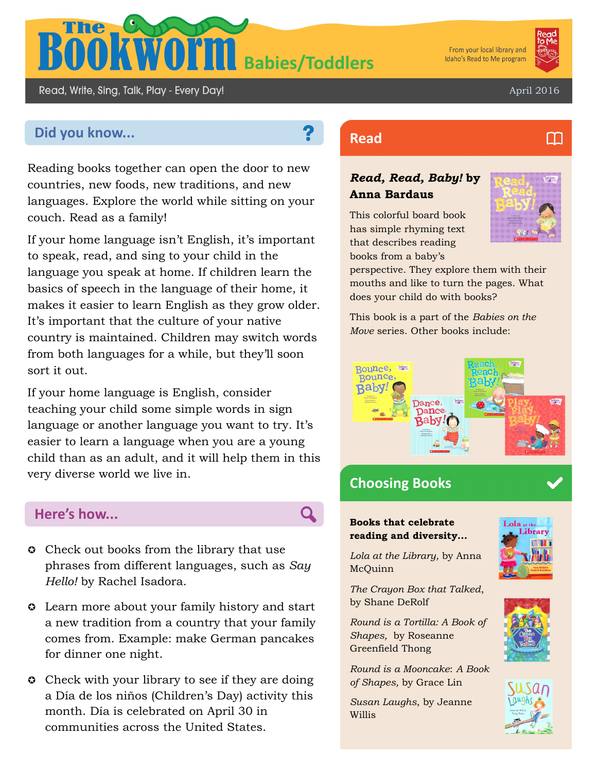# The Bookworm Babies/Toddlers

From your local library and Idaho's Read to Me program

Read, Write, Sing, Talk, Play - Every Day!

April 2016

## Did you know...

Reading books together can open the door to new countries, new foods, new traditions, and new languages. Explore the world while sitting on your couch. Read as a family!

If your home language isn't English, it's important to speak, read, and sing to your child in the language you speak at home. If children learn the basics of speech in the language of their home, it makes it easier to learn English as they grow older. It's important that the culture of your native country is maintained. Children may switch words from both languages for a while, but they'll soon sort it out.

If your home language is English, consider teaching your child some simple words in sign language or another language you want to try. It's easier to learn a language when you are a young child than as an adult, and it will help them in this very diverse world we live in.

## Here's how...

- Check out books from the library that use phrases from different languages, such as *Say Hello!* by Rachel Isadora.
- Learn more about your family history and start a new tradition from a country that your family comes from. Example: make German pancakes for dinner one night.
- Check with your library to see if they are doing a Día de los niños (Children's Day) activity this month. Día is celebrated on April 30 in communities across the United States.

## Read

***Read, Read, Baby!* by Anna Bardaus**

This colorful board book has simple rhyming text that describes reading books from a baby's perspective. They explore them with their mouths and like to turn the pages. What does your child do with books?

This book is a part of the *Babies on the Move* series. Other books include:

## Choosing Books

**Books that celebrate reading and diversity...**

*Lola at the Library,* by Anna McQuinn

*The Crayon Box that Talked*, by Shane DeRolf

*Round is a Tortilla: A Book of Shapes,* by Roseanne Greenfield Thong

*Round is a Mooncake*: *A Book of Shapes,* by Grace Lin

*Susan Laughs*, by Jeanne Willis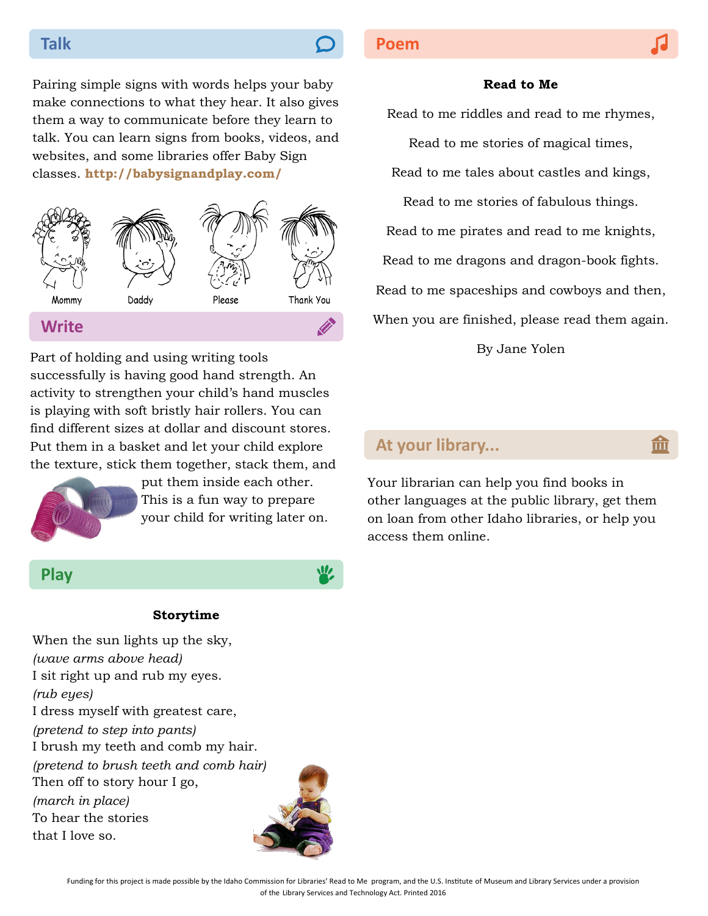## Talk

Pairing simple signs with words helps your baby make connections to what they hear. It also gives them a way to communicate before they learn to talk. You can learn signs from books, videos, and websites, and some libraries offer Baby Sign classes. **http://babysignandplay.com/**

Mommy Daddy Please Thank You

## Write

Part of holding and using writing tools successfully is having good hand strength. An activity to strengthen your child's hand muscles is playing with soft bristly hair rollers. You can find different sizes at dollar and discount stores. Put them in a basket and let your child explore the texture, stick them together, stack them, and put them inside each other. This is a fun way to prepare your child for writing later on.

## Play

**Storytime**

When the sun lights up the sky,
*(wave arms above head)*
I sit right up and rub my eyes.
*(rub eyes)*
I dress myself with greatest care,
*(pretend to step into pants)*
I brush my teeth and comb my hair.
*(pretend to brush teeth and comb hair)*
Then off to story hour I go,
*(march in place)*
To hear the stories
that I love so.

## Poem

**Read to Me**

Read to me riddles and read to me rhymes,

Read to me stories of magical times,

Read to me tales about castles and kings,

Read to me stories of fabulous things.

Read to me pirates and read to me knights,

Read to me dragons and dragon-book fights.

Read to me spaceships and cowboys and then,

When you are finished, please read them again.

By Jane Yolen

## At your library...

Your librarian can help you find books in other languages at the public library, get them on loan from other Idaho libraries, or help you access them online.

Funding for this project is made possible by the Idaho Commission for Libraries' Read to Me program, and the U.S. Institute of Museum and Library Services under a provision of the Library Services and Technology Act. Printed 2016